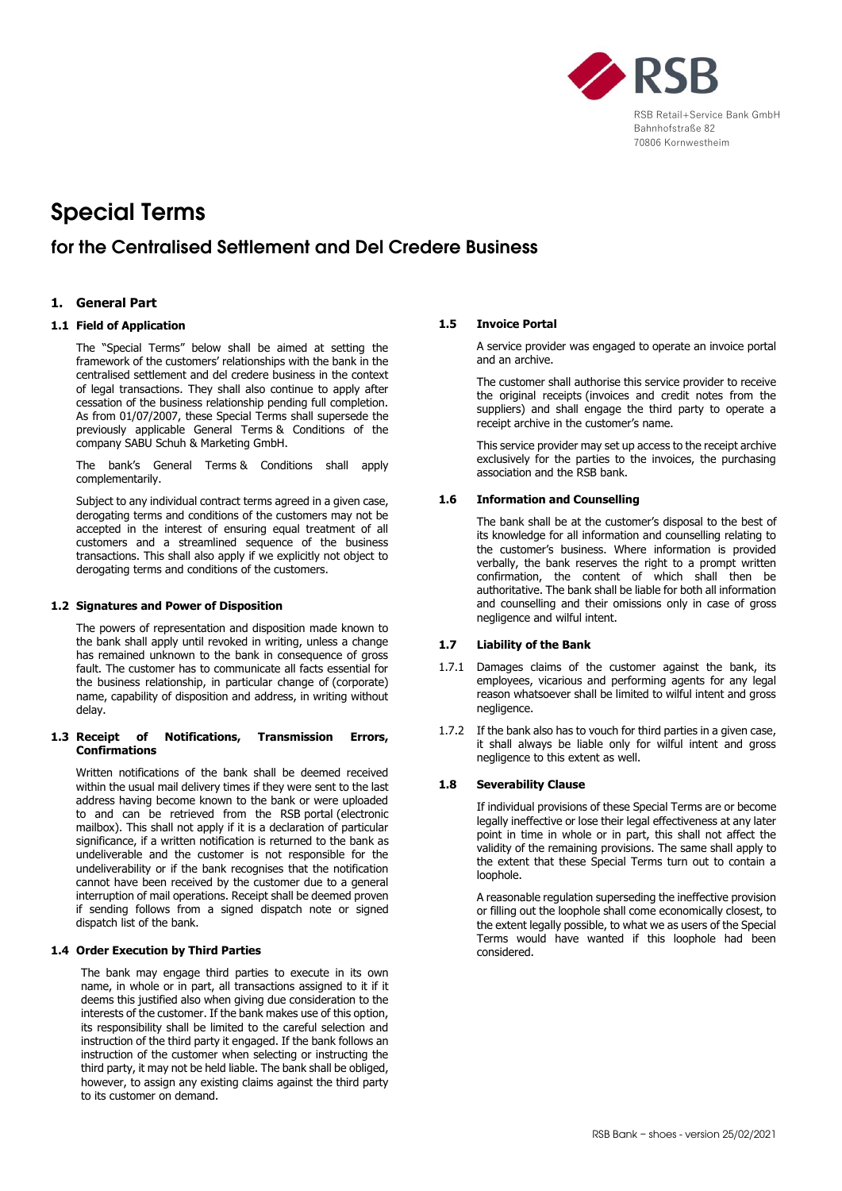RSB Retail+Service Bank GmbH
Bahnhofstraße 82
70806 Kornwestheim

# Special Terms

## for the Centralised Settlement and Del Credere Business

### 1. General Part

#### 1.1 Field of Application

The "Special Terms" below shall be aimed at setting the framework of the customers' relationships with the bank in the centralised settlement and del credere business in the context of legal transactions. They shall also continue to apply after cessation of the business relationship pending full completion. As from 01/07/2007, these Special Terms shall supersede the previously applicable General Terms & Conditions of the company SABU Schuh & Marketing GmbH.

The bank's General Terms & Conditions shall apply complementarily.

Subject to any individual contract terms agreed in a given case, derogating terms and conditions of the customers may not be accepted in the interest of ensuring equal treatment of all customers and a streamlined sequence of the business transactions. This shall also apply if we explicitly not object to derogating terms and conditions of the customers.

#### 1.2 Signatures and Power of Disposition

The powers of representation and disposition made known to the bank shall apply until revoked in writing, unless a change has remained unknown to the bank in consequence of gross fault. The customer has to communicate all facts essential for the business relationship, in particular change of (corporate) name, capability of disposition and address, in writing without delay.

#### 1.3 Receipt of Notifications, Transmission Errors, Confirmations

Written notifications of the bank shall be deemed received within the usual mail delivery times if they were sent to the last address having become known to the bank or were uploaded to and can be retrieved from the RSB portal (electronic mailbox). This shall not apply if it is a declaration of particular significance, if a written notification is returned to the bank as undeliverable and the customer is not responsible for the undeliverability or if the bank recognises that the notification cannot have been received by the customer due to a general interruption of mail operations. Receipt shall be deemed proven if sending follows from a signed dispatch note or signed dispatch list of the bank.

#### 1.4 Order Execution by Third Parties

The bank may engage third parties to execute in its own name, in whole or in part, all transactions assigned to it if it deems this justified also when giving due consideration to the interests of the customer. If the bank makes use of this option, its responsibility shall be limited to the careful selection and instruction of the third party it engaged. If the bank follows an instruction of the customer when selecting or instructing the third party, it may not be held liable. The bank shall be obliged, however, to assign any existing claims against the third party to its customer on demand.

#### 1.5 Invoice Portal

A service provider was engaged to operate an invoice portal and an archive.

The customer shall authorise this service provider to receive the original receipts (invoices and credit notes from the suppliers) and shall engage the third party to operate a receipt archive in the customer's name.

This service provider may set up access to the receipt archive exclusively for the parties to the invoices, the purchasing association and the RSB bank.

#### 1.6 Information and Counselling

The bank shall be at the customer's disposal to the best of its knowledge for all information and counselling relating to the customer's business. Where information is provided verbally, the bank reserves the right to a prompt written confirmation, the content of which shall then be authoritative. The bank shall be liable for both all information and counselling and their omissions only in case of gross negligence and wilful intent.

#### 1.7 Liability of the Bank

1.7.1 Damages claims of the customer against the bank, its employees, vicarious and performing agents for any legal reason whatsoever shall be limited to wilful intent and gross negligence.

1.7.2 If the bank also has to vouch for third parties in a given case, it shall always be liable only for wilful intent and gross negligence to this extent as well.

#### 1.8 Severability Clause

If individual provisions of these Special Terms are or become legally ineffective or lose their legal effectiveness at any later point in time in whole or in part, this shall not affect the validity of the remaining provisions. The same shall apply to the extent that these Special Terms turn out to contain a loophole.

A reasonable regulation superseding the ineffective provision or filling out the loophole shall come economically closest, to the extent legally possible, to what we as users of the Special Terms would have wanted if this loophole had been considered.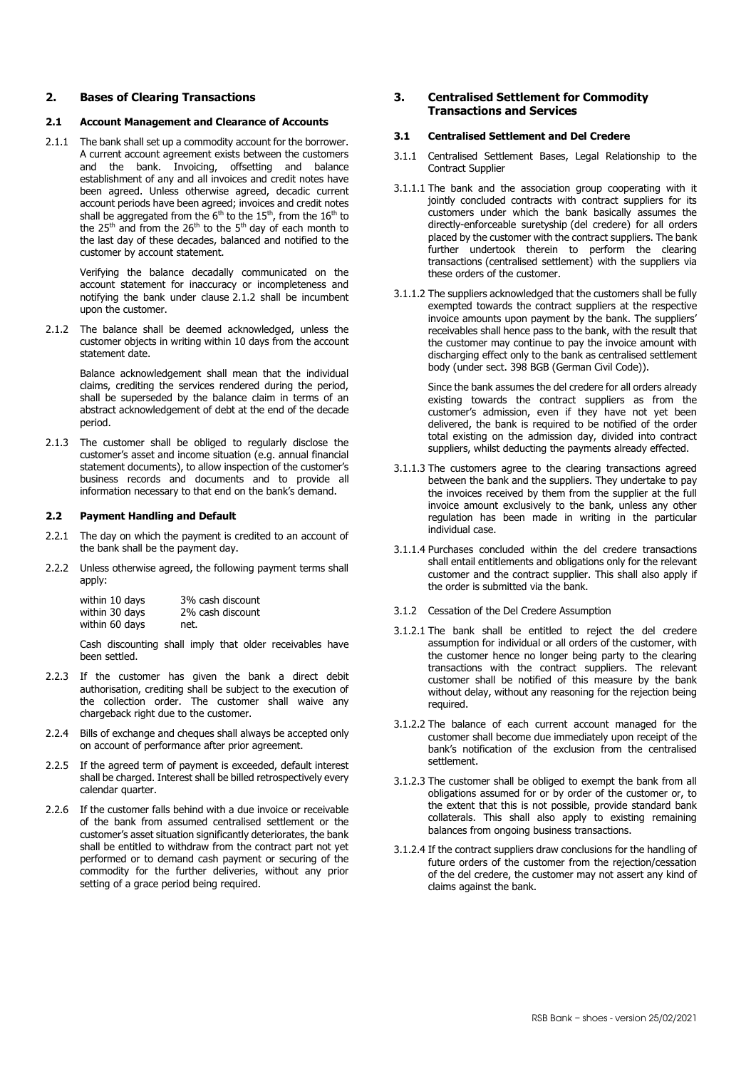## 2. Bases of Clearing Transactions

### 2.1 Account Management and Clearance of Accounts

2.1.1 The bank shall set up a commodity account for the borrower. A current account agreement exists between the customers and the bank. Invoicing, offsetting and balance establishment of any and all invoices and credit notes have been agreed. Unless otherwise agreed, decadic current account periods have been agreed; invoices and credit notes shall be aggregated from the 6th to the 15th, from the 16th to the 25th and from the 26th to the 5th day of each month to the last day of these decades, balanced and notified to the customer by account statement.

Verifying the balance decadally communicated on the account statement for inaccuracy or incompleteness and notifying the bank under clause 2.1.2 shall be incumbent upon the customer.

2.1.2 The balance shall be deemed acknowledged, unless the customer objects in writing within 10 days from the account statement date.

Balance acknowledgement shall mean that the individual claims, crediting the services rendered during the period, shall be superseded by the balance claim in terms of an abstract acknowledgement of debt at the end of the decade period.

2.1.3 The customer shall be obliged to regularly disclose the customer's asset and income situation (e.g. annual financial statement documents), to allow inspection of the customer's business records and documents and to provide all information necessary to that end on the bank's demand.

### 2.2 Payment Handling and Default

2.2.1 The day on which the payment is credited to an account of the bank shall be the payment day.

2.2.2 Unless otherwise agreed, the following payment terms shall apply:

| | |
|---|---|
| within 10 days | 3% cash discount |
| within 30 days | 2% cash discount |
| within 60 days | net. |

Cash discounting shall imply that older receivables have been settled.

2.2.3 If the customer has given the bank a direct debit authorisation, crediting shall be subject to the execution of the collection order. The customer shall waive any chargeback right due to the customer.

2.2.4 Bills of exchange and cheques shall always be accepted only on account of performance after prior agreement.

2.2.5 If the agreed term of payment is exceeded, default interest shall be charged. Interest shall be billed retrospectively every calendar quarter.

2.2.6 If the customer falls behind with a due invoice or receivable of the bank from assumed centralised settlement or the customer's asset situation significantly deteriorates, the bank shall be entitled to withdraw from the contract part not yet performed or to demand cash payment or securing of the commodity for the further deliveries, without any prior setting of a grace period being required.

## 3. Centralised Settlement for Commodity Transactions and Services

### 3.1 Centralised Settlement and Del Credere

3.1.1 Centralised Settlement Bases, Legal Relationship to the Contract Supplier

3.1.1.1 The bank and the association group cooperating with it jointly concluded contracts with contract suppliers for its customers under which the bank basically assumes the directly-enforceable suretyship (del credere) for all orders placed by the customer with the contract suppliers. The bank further undertook therein to perform the clearing transactions (centralised settlement) with the suppliers via these orders of the customer.

3.1.1.2 The suppliers acknowledged that the customers shall be fully exempted towards the contract suppliers at the respective invoice amounts upon payment by the bank. The suppliers' receivables shall hence pass to the bank, with the result that the customer may continue to pay the invoice amount with discharging effect only to the bank as centralised settlement body (under sect. 398 BGB (German Civil Code)).

Since the bank assumes the del credere for all orders already existing towards the contract suppliers as from the customer's admission, even if they have not yet been delivered, the bank is required to be notified of the order total existing on the admission day, divided into contract suppliers, whilst deducting the payments already effected.

3.1.1.3 The customers agree to the clearing transactions agreed between the bank and the suppliers. They undertake to pay the invoices received by them from the supplier at the full invoice amount exclusively to the bank, unless any other regulation has been made in writing in the particular individual case.

3.1.1.4 Purchases concluded within the del credere transactions shall entail entitlements and obligations only for the relevant customer and the contract supplier. This shall also apply if the order is submitted via the bank.

3.1.2 Cessation of the Del Credere Assumption

3.1.2.1 The bank shall be entitled to reject the del credere assumption for individual or all orders of the customer, with the customer hence no longer being party to the clearing transactions with the contract suppliers. The relevant customer shall be notified of this measure by the bank without delay, without any reasoning for the rejection being required.

3.1.2.2 The balance of each current account managed for the customer shall become due immediately upon receipt of the bank's notification of the exclusion from the centralised settlement.

3.1.2.3 The customer shall be obliged to exempt the bank from all obligations assumed for or by order of the customer or, to the extent that this is not possible, provide standard bank collaterals. This shall also apply to existing remaining balances from ongoing business transactions.

3.1.2.4 If the contract suppliers draw conclusions for the handling of future orders of the customer from the rejection/cessation of the del credere, the customer may not assert any kind of claims against the bank.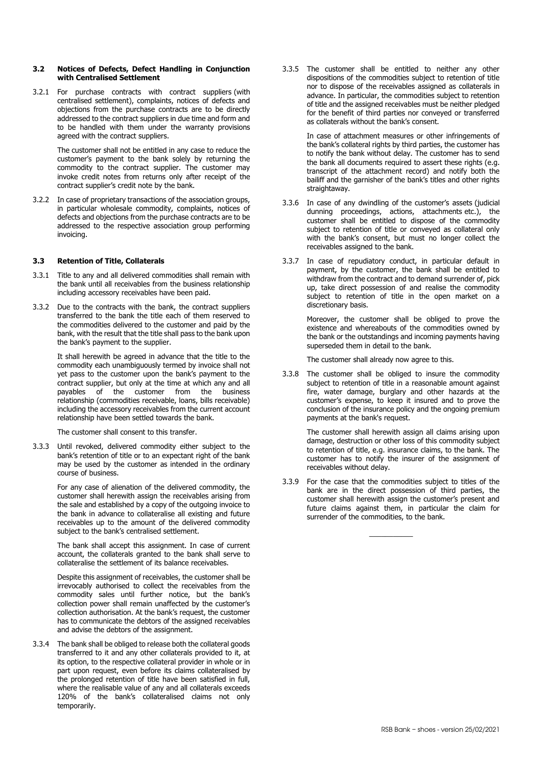### 3.2 Notices of Defects, Defect Handling in Conjunction with Centralised Settlement

3.2.1 For purchase contracts with contract suppliers (with centralised settlement), complaints, notices of defects and objections from the purchase contracts are to be directly addressed to the contract suppliers in due time and form and to be handled with them under the warranty provisions agreed with the contract suppliers.

The customer shall not be entitled in any case to reduce the customer's payment to the bank solely by returning the commodity to the contract supplier. The customer may invoke credit notes from returns only after receipt of the contract supplier's credit note by the bank.

3.2.2 In case of proprietary transactions of the association groups, in particular wholesale commodity, complaints, notices of defects and objections from the purchase contracts are to be addressed to the respective association group performing invoicing.

### 3.3 Retention of Title, Collaterals

3.3.1 Title to any and all delivered commodities shall remain with the bank until all receivables from the business relationship including accessory receivables have been paid.

3.3.2 Due to the contracts with the bank, the contract suppliers transferred to the bank the title each of them reserved to the commodities delivered to the customer and paid by the bank, with the result that the title shall pass to the bank upon the bank's payment to the supplier.

It shall herewith be agreed in advance that the title to the commodity each unambiguously termed by invoice shall not yet pass to the customer upon the bank's payment to the contract supplier, but only at the time at which any and all payables of the customer from the business relationship (commodities receivable, loans, bills receivable) including the accessory receivables from the current account relationship have been settled towards the bank.

The customer shall consent to this transfer.

3.3.3 Until revoked, delivered commodity either subject to the bank's retention of title or to an expectant right of the bank may be used by the customer as intended in the ordinary course of business.

For any case of alienation of the delivered commodity, the customer shall herewith assign the receivables arising from the sale and established by a copy of the outgoing invoice to the bank in advance to collateralise all existing and future receivables up to the amount of the delivered commodity subject to the bank's centralised settlement.

The bank shall accept this assignment. In case of current account, the collaterals granted to the bank shall serve to collateralise the settlement of its balance receivables.

Despite this assignment of receivables, the customer shall be irrevocably authorised to collect the receivables from the commodity sales until further notice, but the bank's collection power shall remain unaffected by the customer's collection authorisation. At the bank's request, the customer has to communicate the debtors of the assigned receivables and advise the debtors of the assignment.

3.3.4 The bank shall be obliged to release both the collateral goods transferred to it and any other collaterals provided to it, at its option, to the respective collateral provider in whole or in part upon request, even before its claims collateralised by the prolonged retention of title have been satisfied in full, where the realisable value of any and all collaterals exceeds 120% of the bank's collateralised claims not only temporarily.

3.3.5 The customer shall be entitled to neither any other dispositions of the commodities subject to retention of title nor to dispose of the receivables assigned as collaterals in advance. In particular, the commodities subject to retention of title and the assigned receivables must be neither pledged for the benefit of third parties nor conveyed or transferred as collaterals without the bank's consent.

In case of attachment measures or other infringements of the bank's collateral rights by third parties, the customer has to notify the bank without delay. The customer has to send the bank all documents required to assert these rights (e.g. transcript of the attachment record) and notify both the bailiff and the garnisher of the bank's titles and other rights straightaway.

3.3.6 In case of any dwindling of the customer's assets (judicial dunning proceedings, actions, attachments etc.), the customer shall be entitled to dispose of the commodity subject to retention of title or conveyed as collateral only with the bank's consent, but must no longer collect the receivables assigned to the bank.

3.3.7 In case of repudiatory conduct, in particular default in payment, by the customer, the bank shall be entitled to withdraw from the contract and to demand surrender of, pick up, take direct possession of and realise the commodity subject to retention of title in the open market on a discretionary basis.

Moreover, the customer shall be obliged to prove the existence and whereabouts of the commodities owned by the bank or the outstandings and incoming payments having superseded them in detail to the bank.

The customer shall already now agree to this.

3.3.8 The customer shall be obliged to insure the commodity subject to retention of title in a reasonable amount against fire, water damage, burglary and other hazards at the customer's expense, to keep it insured and to prove the conclusion of the insurance policy and the ongoing premium payments at the bank's request.

The customer shall herewith assign all claims arising upon damage, destruction or other loss of this commodity subject to retention of title, e.g. insurance claims, to the bank. The customer has to notify the insurer of the assignment of receivables without delay.

3.3.9 For the case that the commodities subject to titles of the bank are in the direct possession of third parties, the customer shall herewith assign the customer's present and future claims against them, in particular the claim for surrender of the commodities, to the bank.

___________